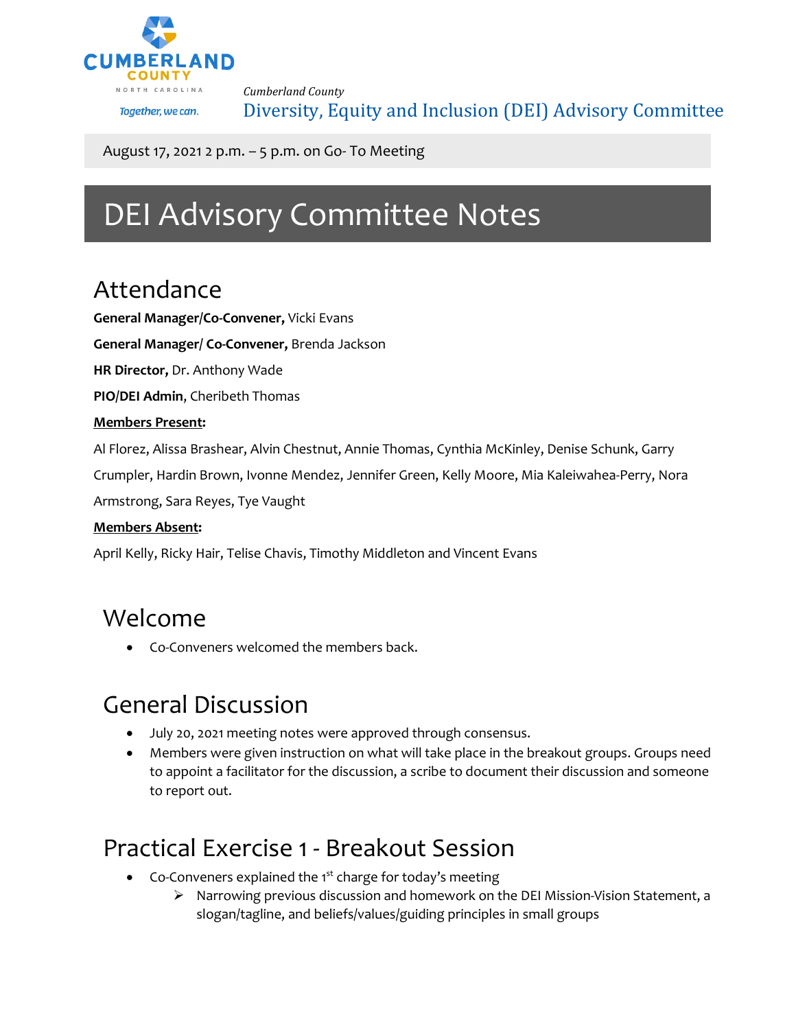Cumberland County

Diversity, Equity and Inclusion (DEI) Advisory Committee

August 17, 2021 2 p.m. – 5 p.m. on Go- To Meeting

# DEI Advisory Committee Notes

## Attendance

**General Manager/Co-Convener,** Vicki Evans

**General Manager/ Co-Convener,** Brenda Jackson

**HR Director,** Dr. Anthony Wade

**PIO/DEI Admin**, Cheribeth Thomas

**Members Present:**

Al Florez, Alissa Brashear, Alvin Chestnut, Annie Thomas, Cynthia McKinley, Denise Schunk, Garry Crumpler, Hardin Brown, Ivonne Mendez, Jennifer Green, Kelly Moore, Mia Kaleiwahea-Perry, Nora Armstrong, Sara Reyes, Tye Vaught

**Members Absent:**

April Kelly, Ricky Hair, Telise Chavis, Timothy Middleton and Vincent Evans

## Welcome

- Co-Conveners welcomed the members back.

## General Discussion

- July 20, 2021 meeting notes were approved through consensus.
- Members were given instruction on what will take place in the breakout groups. Groups need to appoint a facilitator for the discussion, a scribe to document their discussion and someone to report out.

## Practical Exercise 1 - Breakout Session

- Co-Conveners explained the 1st charge for today's meeting
  - Narrowing previous discussion and homework on the DEI Mission-Vision Statement, a slogan/tagline, and beliefs/values/guiding principles in small groups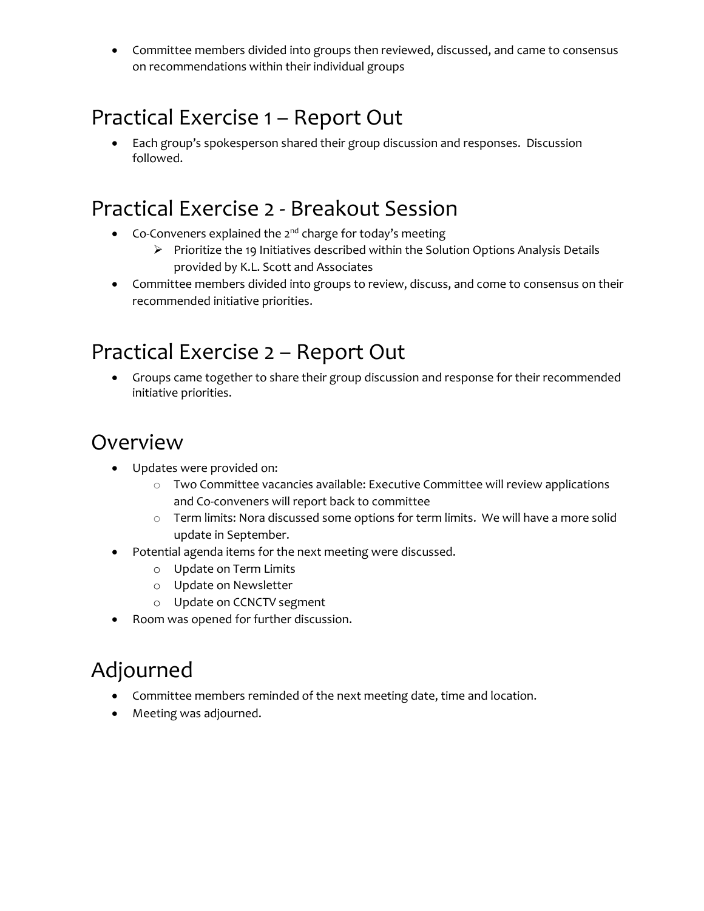- Committee members divided into groups then reviewed, discussed, and came to consensus on recommendations within their individual groups

## Practical Exercise 1 – Report Out

- Each group's spokesperson shared their group discussion and responses. Discussion followed.

## Practical Exercise 2 - Breakout Session

- Co-Conveners explained the 2nd charge for today's meeting
  - Prioritize the 19 Initiatives described within the Solution Options Analysis Details provided by K.L. Scott and Associates
- Committee members divided into groups to review, discuss, and come to consensus on their recommended initiative priorities.

## Practical Exercise 2 – Report Out

- Groups came together to share their group discussion and response for their recommended initiative priorities.

## Overview

- Updates were provided on:
  - Two Committee vacancies available: Executive Committee will review applications and Co-conveners will report back to committee
  - Term limits: Nora discussed some options for term limits. We will have a more solid update in September.
- Potential agenda items for the next meeting were discussed.
  - Update on Term Limits
  - Update on Newsletter
  - Update on CCNCTV segment
- Room was opened for further discussion.

## Adjourned

- Committee members reminded of the next meeting date, time and location.
- Meeting was adjourned.